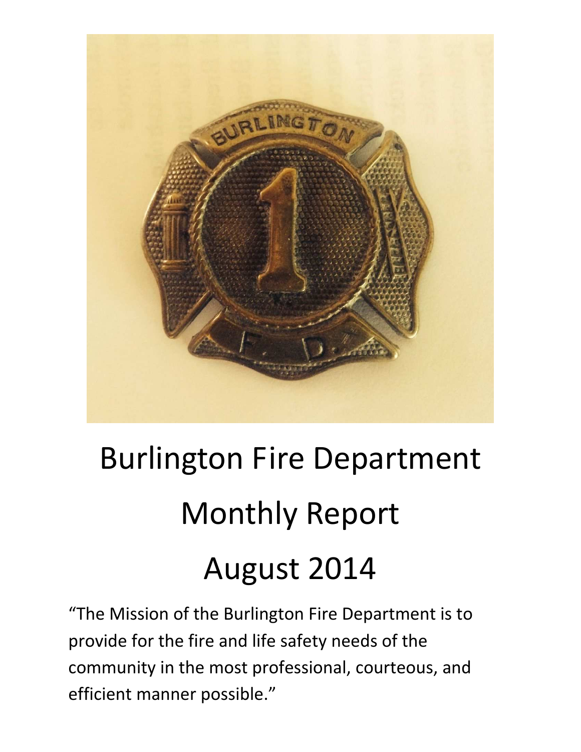# Burlington Fire Department

# Monthly Report

# August 2014

"The Mission of the Burlington Fire Department is to provide for the fire and life safety needs of the community in the most professional, courteous, and efficient manner possible."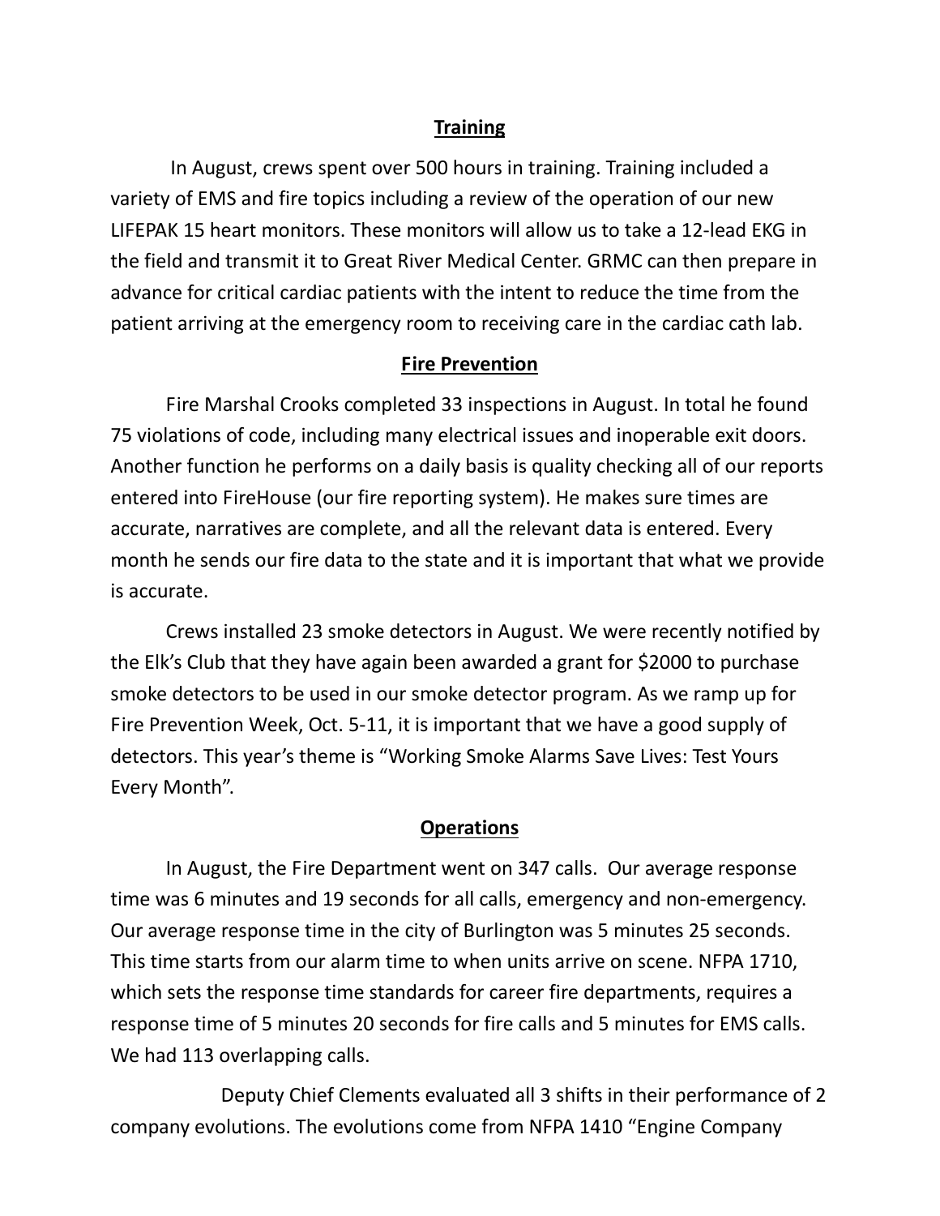## Training

In August, crews spent over 500 hours in training. Training included a variety of EMS and fire topics including a review of the operation of our new LIFEPAK 15 heart monitors. These monitors will allow us to take a 12-lead EKG in the field and transmit it to Great River Medical Center. GRMC can then prepare in advance for critical cardiac patients with the intent to reduce the time from the patient arriving at the emergency room to receiving care in the cardiac cath lab.

## Fire Prevention

Fire Marshal Crooks completed 33 inspections in August. In total he found 75 violations of code, including many electrical issues and inoperable exit doors. Another function he performs on a daily basis is quality checking all of our reports entered into FireHouse (our fire reporting system). He makes sure times are accurate, narratives are complete, and all the relevant data is entered. Every month he sends our fire data to the state and it is important that what we provide is accurate.

Crews installed 23 smoke detectors in August. We were recently notified by the Elk's Club that they have again been awarded a grant for $2000 to purchase smoke detectors to be used in our smoke detector program. As we ramp up for Fire Prevention Week, Oct. 5-11, it is important that we have a good supply of detectors. This year's theme is "Working Smoke Alarms Save Lives: Test Yours Every Month".

## Operations

In August, the Fire Department went on 347 calls. Our average response time was 6 minutes and 19 seconds for all calls, emergency and non-emergency. Our average response time in the city of Burlington was 5 minutes 25 seconds. This time starts from our alarm time to when units arrive on scene. NFPA 1710, which sets the response time standards for career fire departments, requires a response time of 5 minutes 20 seconds for fire calls and 5 minutes for EMS calls. We had 113 overlapping calls.

Deputy Chief Clements evaluated all 3 shifts in their performance of 2 company evolutions. The evolutions come from NFPA 1410 "Engine Company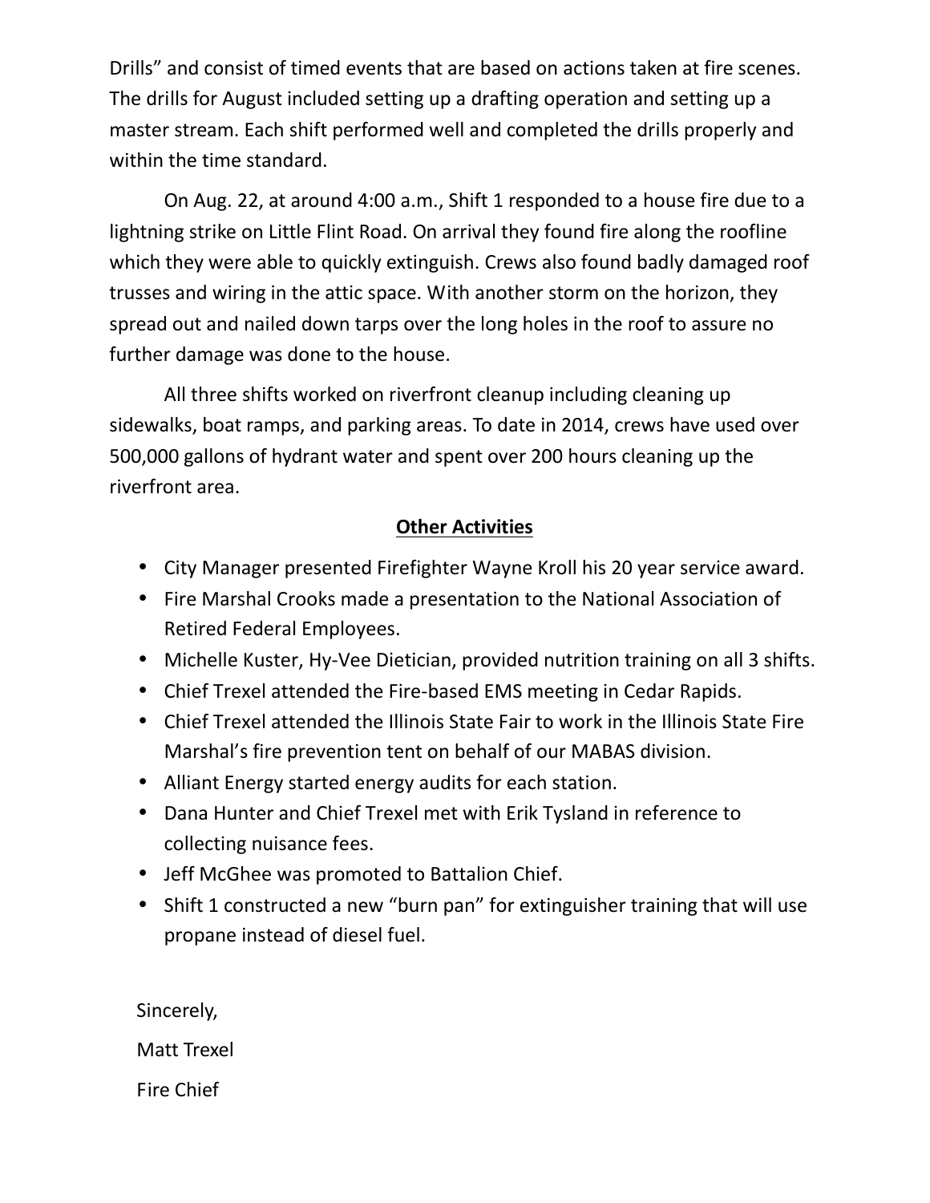Drills" and consist of timed events that are based on actions taken at fire scenes. The drills for August included setting up a drafting operation and setting up a master stream. Each shift performed well and completed the drills properly and within the time standard.

On Aug. 22, at around 4:00 a.m., Shift 1 responded to a house fire due to a lightning strike on Little Flint Road. On arrival they found fire along the roofline which they were able to quickly extinguish. Crews also found badly damaged roof trusses and wiring in the attic space. With another storm on the horizon, they spread out and nailed down tarps over the long holes in the roof to assure no further damage was done to the house.

All three shifts worked on riverfront cleanup including cleaning up sidewalks, boat ramps, and parking areas. To date in 2014, crews have used over 500,000 gallons of hydrant water and spent over 200 hours cleaning up the riverfront area.

## Other Activities

- City Manager presented Firefighter Wayne Kroll his 20 year service award.
- Fire Marshal Crooks made a presentation to the National Association of Retired Federal Employees.
- Michelle Kuster, Hy-Vee Dietician, provided nutrition training on all 3 shifts.
- Chief Trexel attended the Fire-based EMS meeting in Cedar Rapids.
- Chief Trexel attended the Illinois State Fair to work in the Illinois State Fire Marshal's fire prevention tent on behalf of our MABAS division.
- Alliant Energy started energy audits for each station.
- Dana Hunter and Chief Trexel met with Erik Tysland in reference to collecting nuisance fees.
- Jeff McGhee was promoted to Battalion Chief.
- Shift 1 constructed a new "burn pan" for extinguisher training that will use propane instead of diesel fuel.

Sincerely,

Matt Trexel

Fire Chief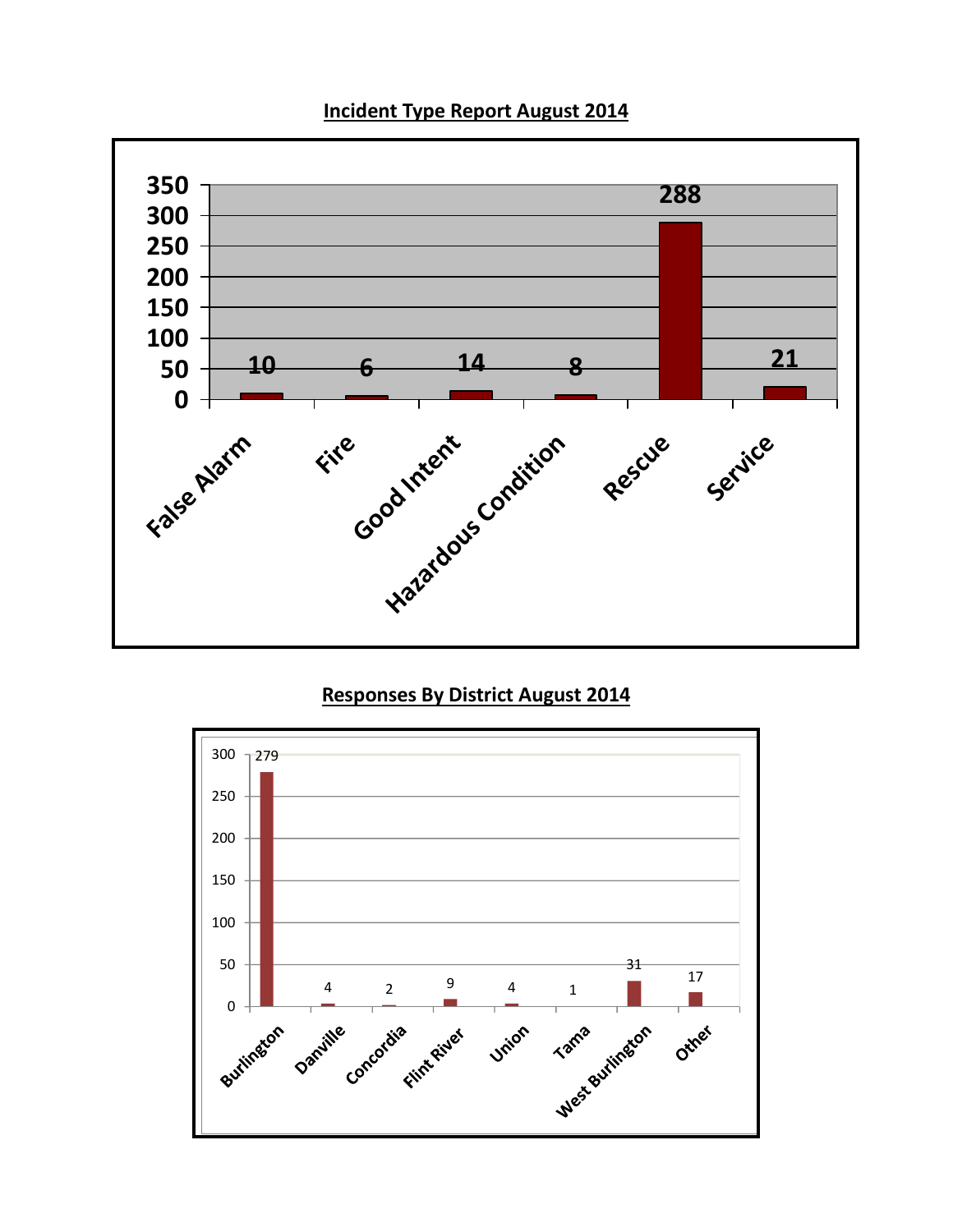## Incident Type Report August 2014

| Incident Type | Count |
|---|---|
| False Alarm | 10 |
| Fire | 6 |
| Good Intent | 14 |
| Hazardous Condition | 8 |
| Rescue | 288 |
| Service | 21 |

## Responses By District August 2014

| District | Responses |
|---|---|
| Burlington | 279 |
| Danville | 4 |
| Concordia | 2 |
| Flint River | 9 |
| Union | 4 |
| Tama | 1 |
| West Burlington | 31 |
| Other | 17 |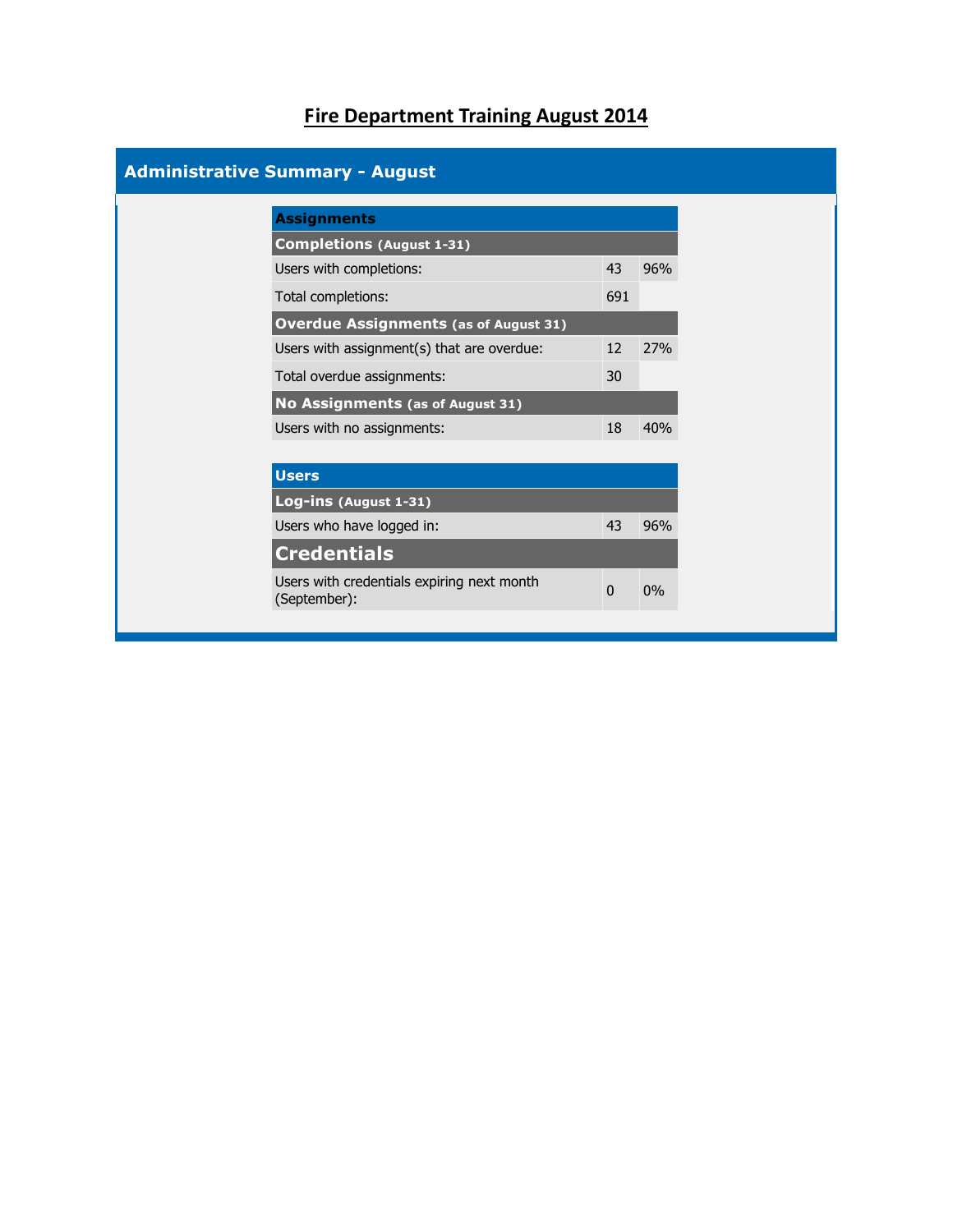# Fire Department Training August 2014

## Administrative Summary - August

| | | |
|---|---|---|
| **Assignments** | | |
| **Completions (August 1-31)** | | |
| Users with completions: | 43 | 96% |
| Total completions: | 691 | |
| **Overdue Assignments (as of August 31)** | | |
| Users with assignment(s) that are overdue: | 12 | 27% |
| Total overdue assignments: | 30 | |
| **No Assignments (as of August 31)** | | |
| Users with no assignments: | 18 | 40% |

| | | |
|---|---|---|
| **Users** | | |
| **Log-ins (August 1-31)** | | |
| Users who have logged in: | 43 | 96% |
| **Credentials** | | |
| Users with credentials expiring next month (September): | 0 | 0% |